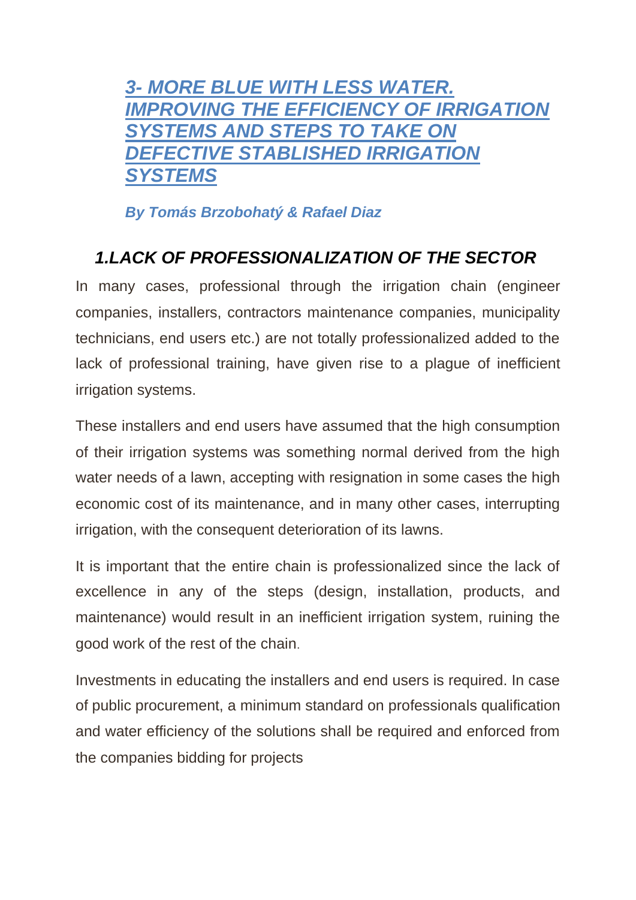# *3- MORE BLUE WITH LESS WATER. IMPROVING THE EFFICIENCY OF IRRIGATION SYSTEMS AND STEPS TO TAKE ON DEFECTIVE STABLISHED IRRIGATION SYSTEMS*

***By Tomás Brzobohatý & Rafael Diaz***

## *1.LACK OF PROFESSIONALIZATION OF THE SECTOR*

In many cases, professional through the irrigation chain (engineer companies, installers, contractors maintenance companies, municipality technicians, end users etc.) are not totally professionalized added to the lack of professional training, have given rise to a plague of inefficient irrigation systems.

These installers and end users have assumed that the high consumption of their irrigation systems was something normal derived from the high water needs of a lawn, accepting with resignation in some cases the high economic cost of its maintenance, and in many other cases, interrupting irrigation, with the consequent deterioration of its lawns.

It is important that the entire chain is professionalized since the lack of excellence in any of the steps (design, installation, products, and maintenance) would result in an inefficient irrigation system, ruining the good work of the rest of the chain.

Investments in educating the installers and end users is required. In case of public procurement, a minimum standard on professionals qualification and water efficiency of the solutions shall be required and enforced from the companies bidding for projects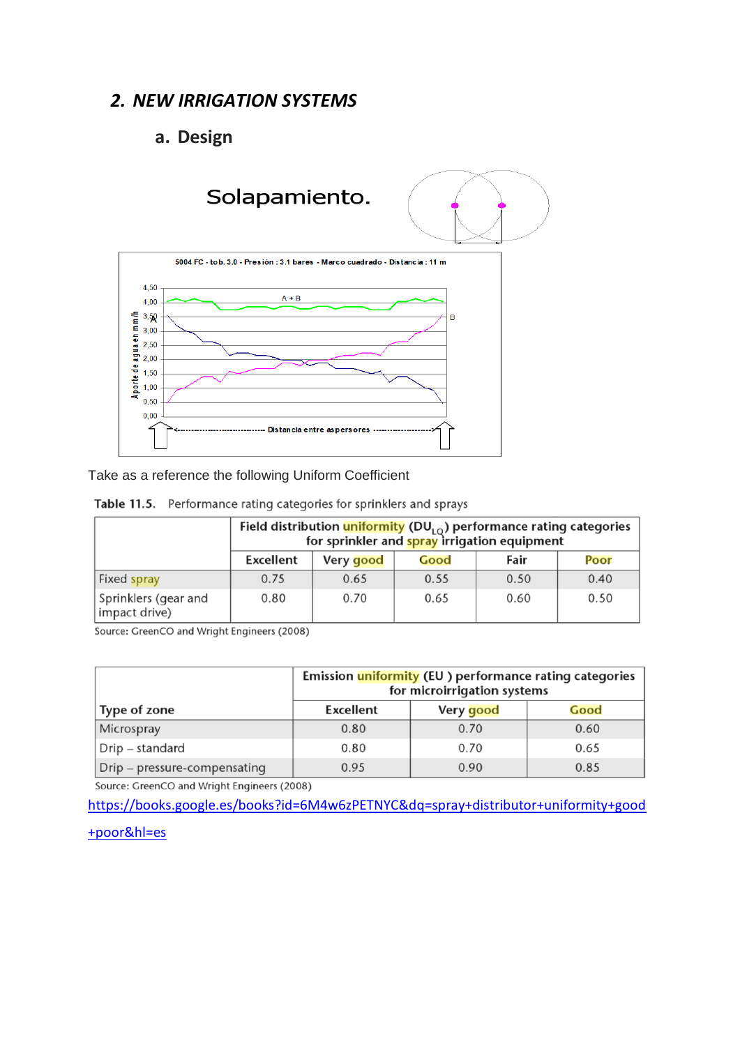## 2. NEW IRRIGATION SYSTEMS

### a. Design

Solapamiento.

5004 FC - tob. 3.0 - Presión : 3.1 bares - Marco cuadrado - Distancia : 11 m

A + B

A

B

Aporte de agua en mm/h

4,50
4,00
3,50
3,00
2,50
2,00
1,50
1,00
0,50
0,00

Distancia entre aspersores

Take as a reference the following Uniform Coefficient

**Table 11.5.** Performance rating categories for sprinklers and sprays

| | Field distribution uniformity ($DU_{LQ}$) performance rating categories for sprinkler and spray irrigation equipment | | | | |
|---|---|---|---|---|---|
| | Excellent | Very good | Good | Fair | Poor |
| Fixed spray | 0.75 | 0.65 | 0.55 | 0.50 | 0.40 |
| Sprinklers (gear and impact drive) | 0.80 | 0.70 | 0.65 | 0.60 | 0.50 |

Source: GreenCO and Wright Engineers (2008)

| Type of zone | Emission uniformity (EU ) performance rating categories for microirrigation systems | | |
|---|---|---|---|
| | Excellent | Very good | Good |
| Microspray | 0.80 | 0.70 | 0.60 |
| Drip – standard | 0.80 | 0.70 | 0.65 |
| Drip – pressure-compensating | 0.95 | 0.90 | 0.85 |

Source: GreenCO and Wright Engineers (2008)

https://books.google.es/books?id=6M4w6zPETNYC&dq=spray+distributor+uniformity+good+poor&hl=es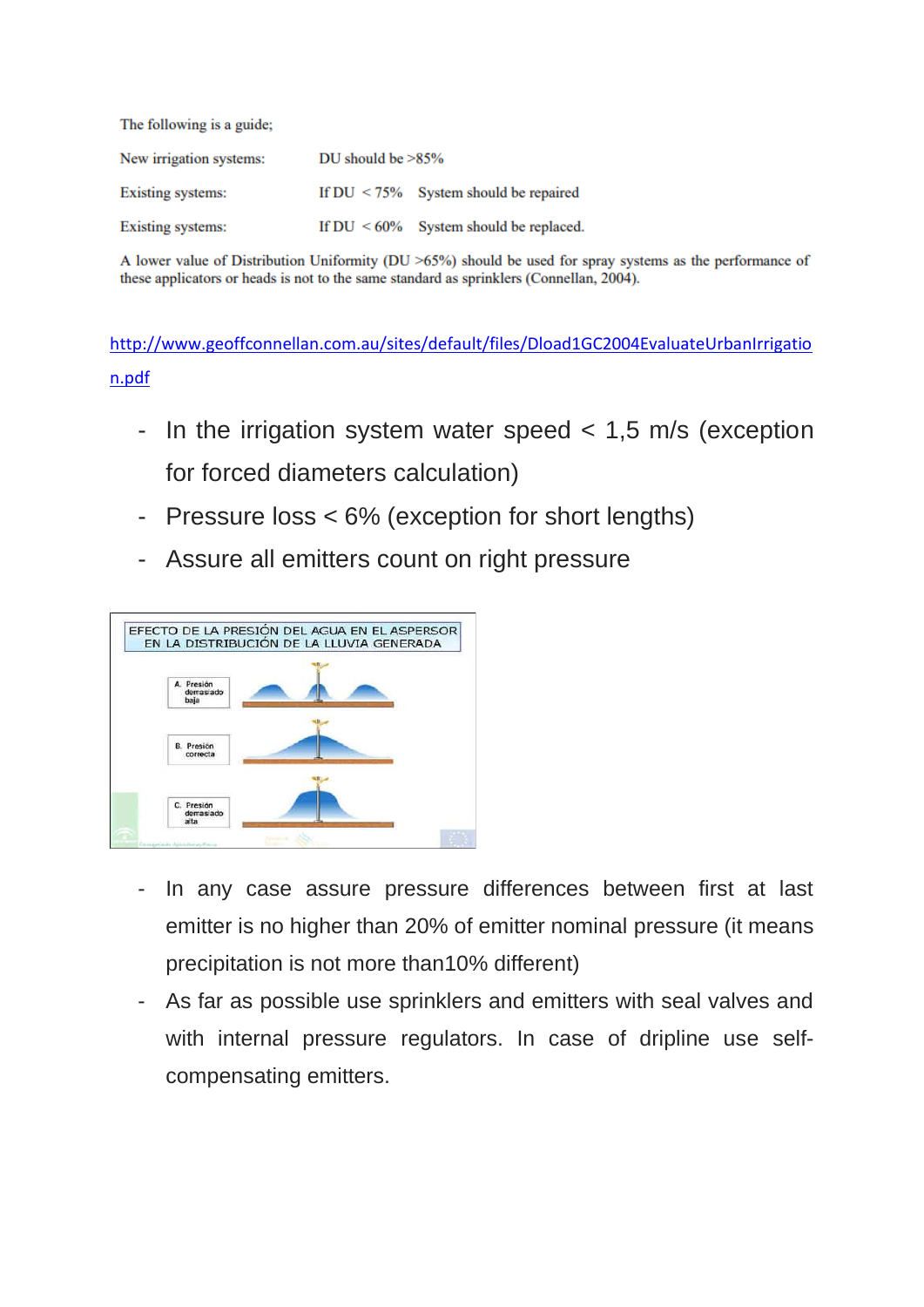The following is a guide;

| | | |
|---|---|---|
| New irrigation systems: | DU should be >85% | |
| Existing systems: | If DU < 75% | System should be repaired |
| Existing systems: | If DU < 60% | System should be replaced. |

A lower value of Distribution Uniformity (DU >65%) should be used for spray systems as the performance of these applicators or heads is not to the same standard as sprinklers (Connellan, 2004).

http://www.geoffconnellan.com.au/sites/default/files/Dload1GC2004EvaluateUrbanIrrigation.pdf

- In the irrigation system water speed < 1,5 m/s (exception for forced diameters calculation)
- Pressure loss < 6% (exception for short lengths)
- Assure all emitters count on right pressure

EFECTO DE LA PRESIÓN DEL AGUA EN EL ASPERSOR EN LA DISTRIBUCIÓN DE LA LLUVIA GENERADA

A. Presión demasiado baja

B. Presión correcta

C. Presión demasiado alta

- In any case assure pressure differences between first at last emitter is no higher than 20% of emitter nominal pressure (it means precipitation is not more than10% different)
- As far as possible use sprinklers and emitters with seal valves and with internal pressure regulators. In case of dripline use self-compensating emitters.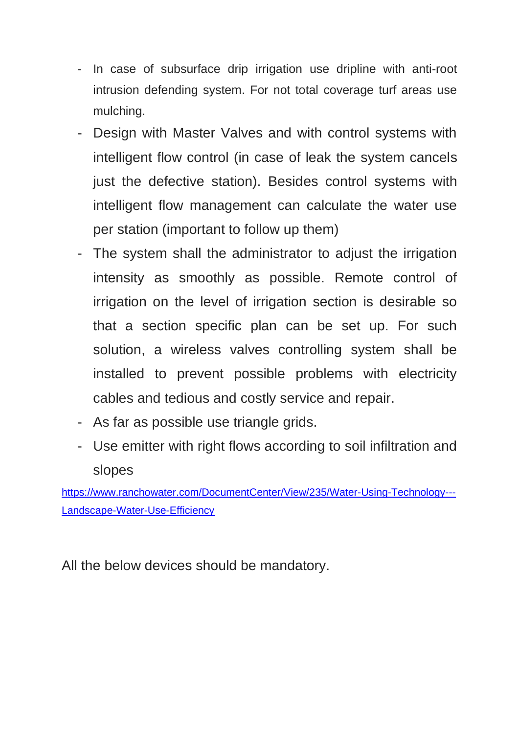- In case of subsurface drip irrigation use dripline with anti-root intrusion defending system. For not total coverage turf areas use mulching.
- Design with Master Valves and with control systems with intelligent flow control (in case of leak the system cancels just the defective station). Besides control systems with intelligent flow management can calculate the water use per station (important to follow up them)
- The system shall the administrator to adjust the irrigation intensity as smoothly as possible. Remote control of irrigation on the level of irrigation section is desirable so that a section specific plan can be set up. For such solution, a wireless valves controlling system shall be installed to prevent possible problems with electricity cables and tedious and costly service and repair.
- As far as possible use triangle grids.
- Use emitter with right flows according to soil infiltration and slopes

https://www.ranchowater.com/DocumentCenter/View/235/Water-Using-Technology---Landscape-Water-Use-Efficiency

All the below devices should be mandatory.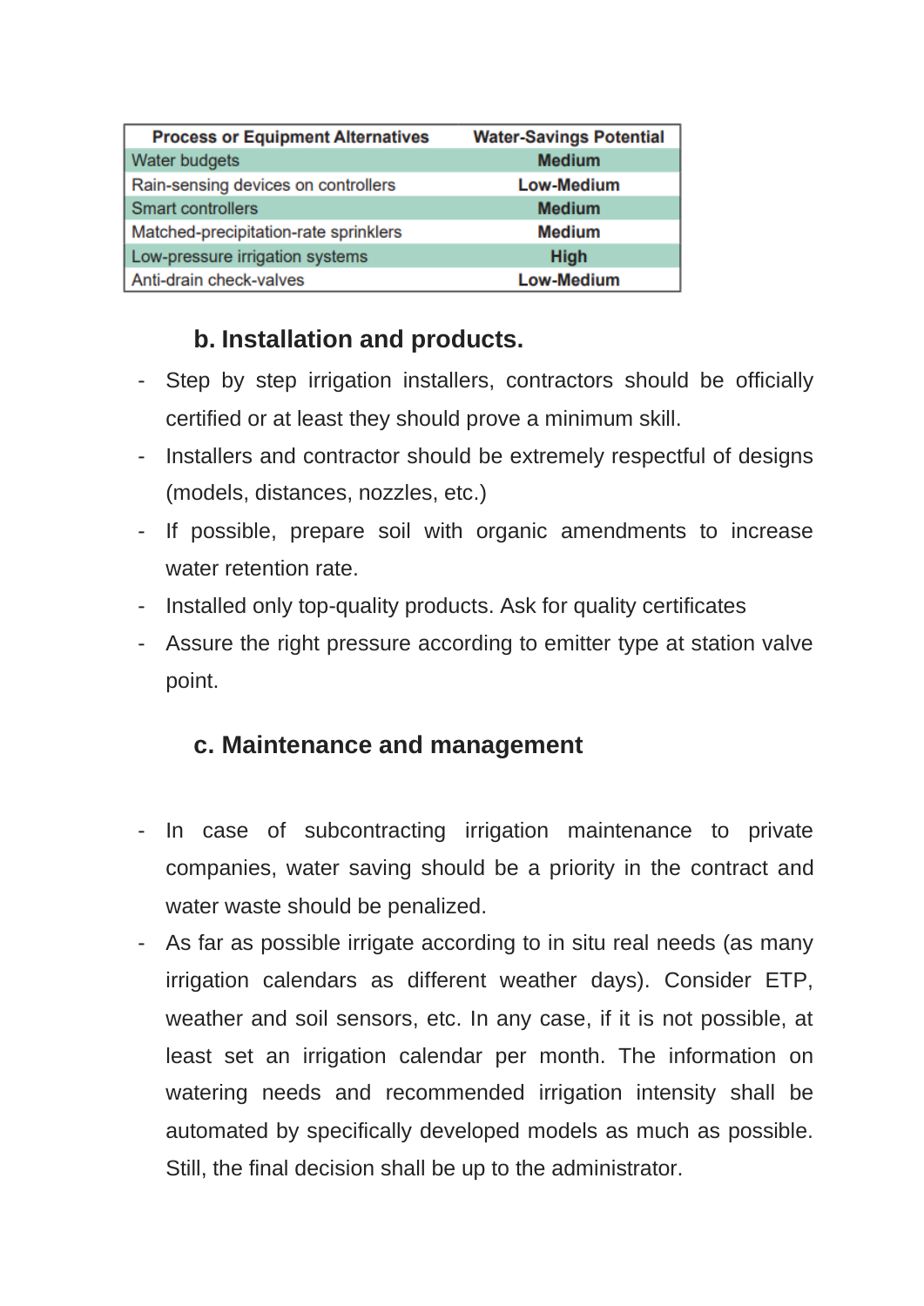| Process or Equipment Alternatives | Water-Savings Potential |
|---|---|
| Water budgets | Medium |
| Rain-sensing devices on controllers | Low-Medium |
| Smart controllers | Medium |
| Matched-precipitation-rate sprinklers | Medium |
| Low-pressure irrigation systems | High |
| Anti-drain check-valves | Low-Medium |

### b. Installation and products.

- Step by step irrigation installers, contractors should be officially certified or at least they should prove a minimum skill.
- Installers and contractor should be extremely respectful of designs (models, distances, nozzles, etc.)
- If possible, prepare soil with organic amendments to increase water retention rate.
- Installed only top-quality products. Ask for quality certificates
- Assure the right pressure according to emitter type at station valve point.

### c. Maintenance and management

- In case of subcontracting irrigation maintenance to private companies, water saving should be a priority in the contract and water waste should be penalized.
- As far as possible irrigate according to in situ real needs (as many irrigation calendars as different weather days). Consider ETP, weather and soil sensors, etc. In any case, if it is not possible, at least set an irrigation calendar per month. The information on watering needs and recommended irrigation intensity shall be automated by specifically developed models as much as possible. Still, the final decision shall be up to the administrator.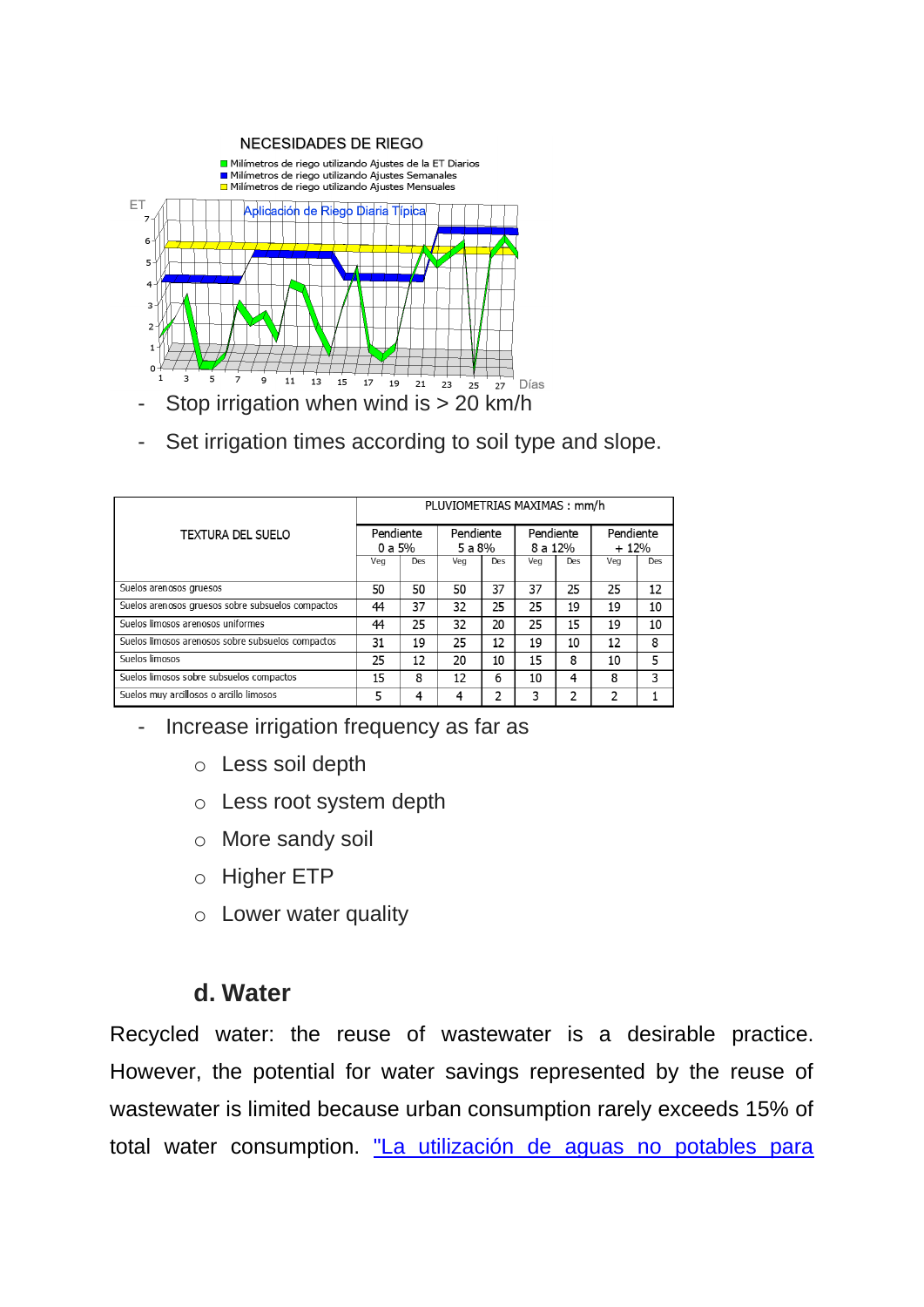NECESIDADES DE RIEGO

Milímetros de riego utilizando Ajustes de la ET Diarios
Milímetros de riego utilizando Ajustes Semanales
Milímetros de riego utilizando Ajustes Mensuales

ET

Aplicación de Riego Diaria Típica

0 1 2 3 4 5 6 7

1 3 5 7 9 11 13 15 17 19 21 23 25 27 Días

- Stop irrigation when wind is > 20 km/h
- Set irrigation times according to soil type and slope.

| TEXTURA DEL SUELO | PLUVIOMETRIAS MAXIMAS : mm/h | | | | | | | |
|---|---|---|---|---|---|---|---|---|
| | Pendiente 0 a 5% | | Pendiente 5 a 8% | | Pendiente 8 a 12% | | Pendiente + 12% | |
| | Veg | Des | Veg | Des | Veg | Des | Veg | Des |
| Suelos arenosos gruesos | 50 | 50 | 50 | 37 | 37 | 25 | 25 | 12 |
| Suelos arenosos gruesos sobre subsuelos compactos | 44 | 37 | 32 | 25 | 25 | 19 | 19 | 10 |
| Suelos limosos arenosos uniformes | 44 | 25 | 32 | 20 | 25 | 15 | 19 | 10 |
| Suelos limosos arenosos sobre subsuelos compactos | 31 | 19 | 25 | 12 | 19 | 10 | 12 | 8 |
| Suelos limosos | 25 | 12 | 20 | 10 | 15 | 8 | 10 | 5 |
| Suelos limosos sobre subsuelos compactos | 15 | 8 | 12 | 6 | 10 | 4 | 8 | 3 |
| Suelos muy arcillosos o arcillo limosos | 5 | 4 | 4 | 2 | 3 | 2 | 2 | 1 |

- Increase irrigation frequency as far as
  - Less soil depth
  - Less root system depth
  - More sandy soil
  - Higher ETP
  - Lower water quality

### d. Water

Recycled water: the reuse of wastewater is a desirable practice. However, the potential for water savings represented by the reuse of wastewater is limited because urban consumption rarely exceeds 15% of total water consumption. "La utilización de aguas no potables para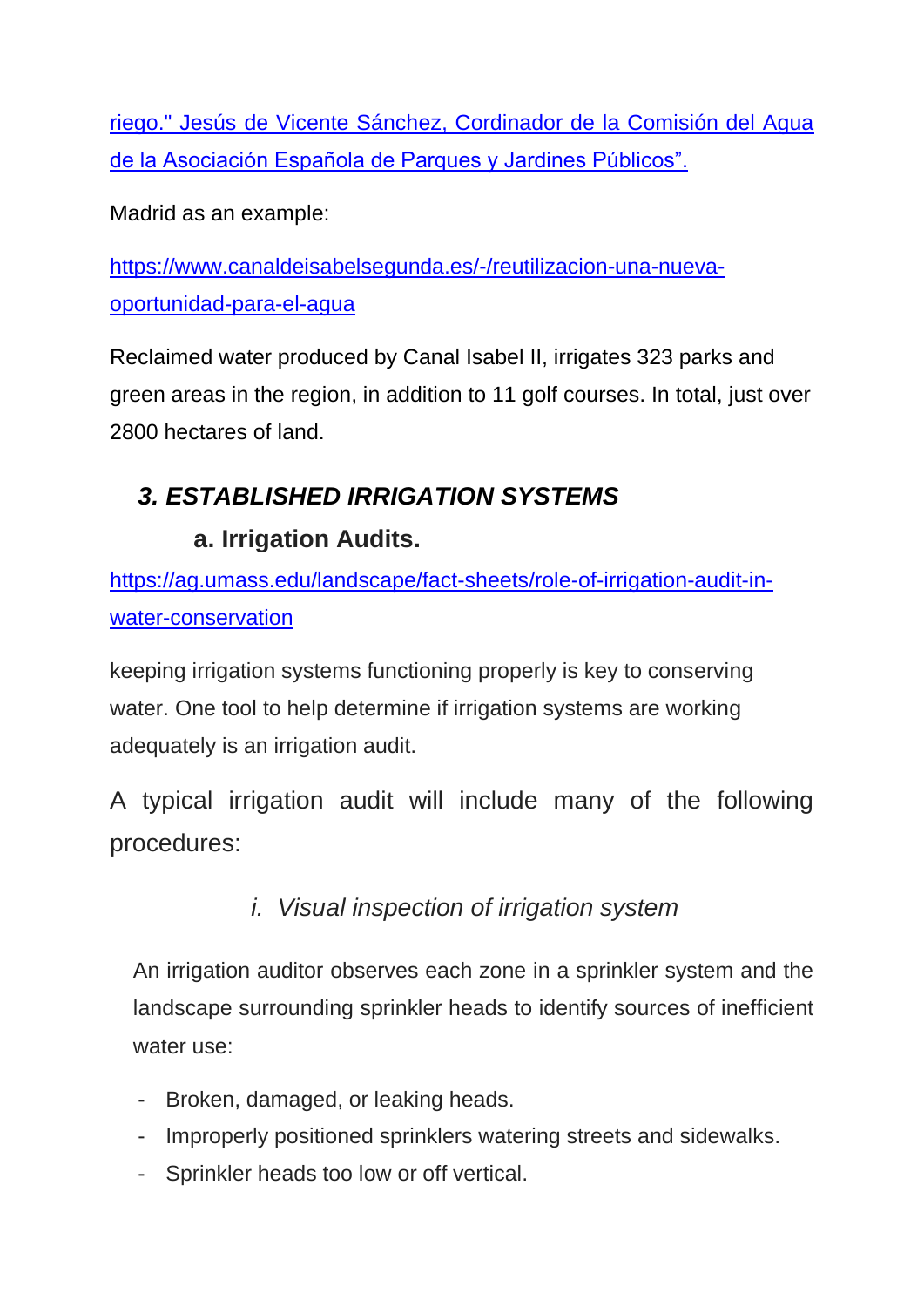[riego." Jesús de Vicente Sánchez, Cordinador de la Comisión del Agua de la Asociación Española de Parques y Jardines Públicos".](#)

Madrid as an example:

https://www.canaldeisabelsegunda.es/-/reutilizacion-una-nueva-oportunidad-para-el-agua

Reclaimed water produced by Canal Isabel II, irrigates 323 parks and green areas in the region, in addition to 11 golf courses. In total, just over 2800 hectares of land.

## *3. ESTABLISHED IRRIGATION SYSTEMS*

### a. Irrigation Audits.

https://ag.umass.edu/landscape/fact-sheets/role-of-irrigation-audit-in-water-conservation

keeping irrigation systems functioning properly is key to conserving water. One tool to help determine if irrigation systems are working adequately is an irrigation audit.

A typical irrigation audit will include many of the following procedures:

#### *i. Visual inspection of irrigation system*

An irrigation auditor observes each zone in a sprinkler system and the landscape surrounding sprinkler heads to identify sources of inefficient water use:

- Broken, damaged, or leaking heads.
- Improperly positioned sprinklers watering streets and sidewalks.
- Sprinkler heads too low or off vertical.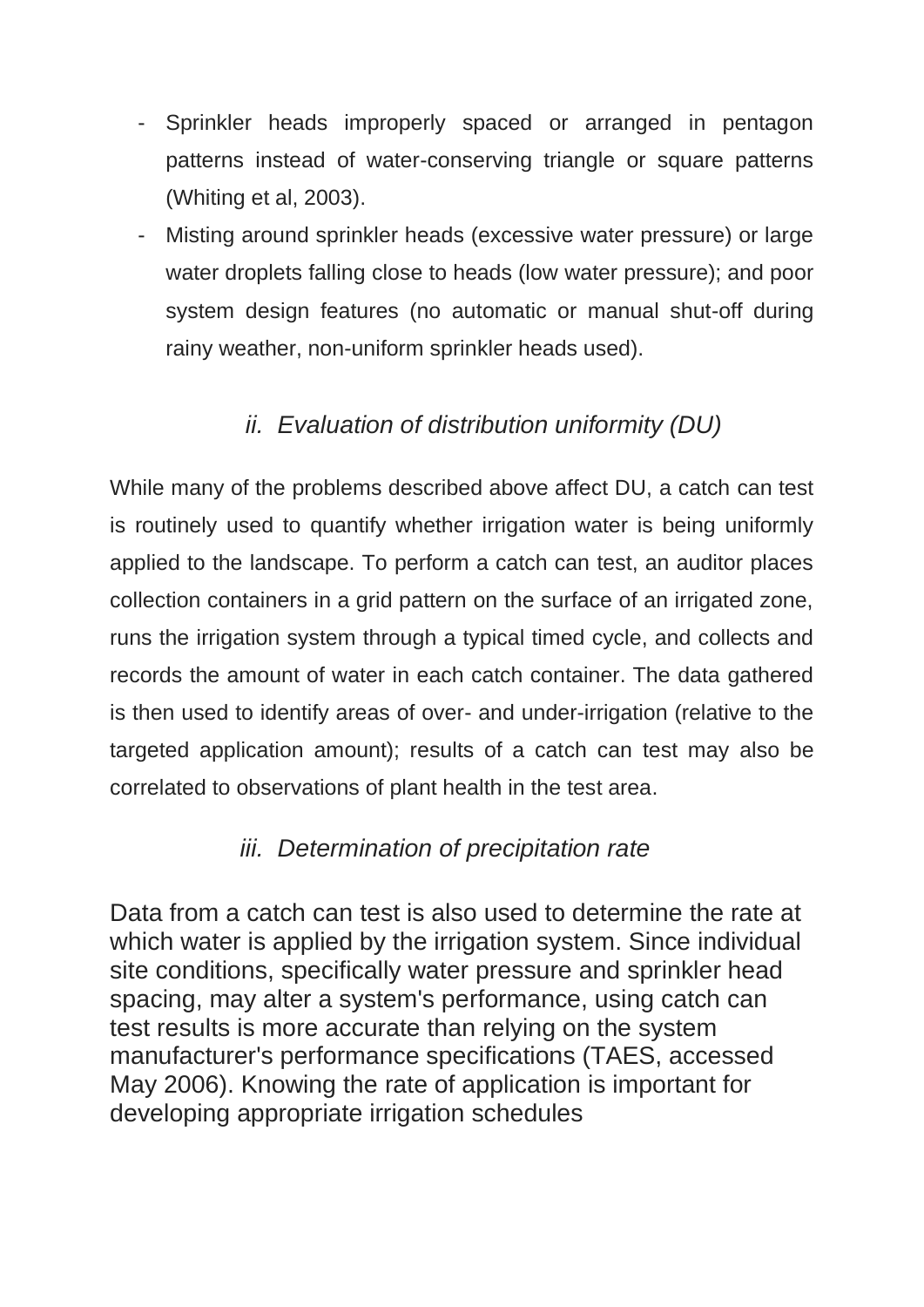- Sprinkler heads improperly spaced or arranged in pentagon patterns instead of water-conserving triangle or square patterns (Whiting et al, 2003).
- Misting around sprinkler heads (excessive water pressure) or large water droplets falling close to heads (low water pressure); and poor system design features (no automatic or manual shut-off during rainy weather, non-uniform sprinkler heads used).

### *ii. Evaluation of distribution uniformity (DU)*

While many of the problems described above affect DU, a catch can test is routinely used to quantify whether irrigation water is being uniformly applied to the landscape. To perform a catch can test, an auditor places collection containers in a grid pattern on the surface of an irrigated zone, runs the irrigation system through a typical timed cycle, and collects and records the amount of water in each catch container. The data gathered is then used to identify areas of over- and under-irrigation (relative to the targeted application amount); results of a catch can test may also be correlated to observations of plant health in the test area.

### *iii. Determination of precipitation rate*

Data from a catch can test is also used to determine the rate at which water is applied by the irrigation system. Since individual site conditions, specifically water pressure and sprinkler head spacing, may alter a system's performance, using catch can test results is more accurate than relying on the system manufacturer's performance specifications (TAES, accessed May 2006). Knowing the rate of application is important for developing appropriate irrigation schedules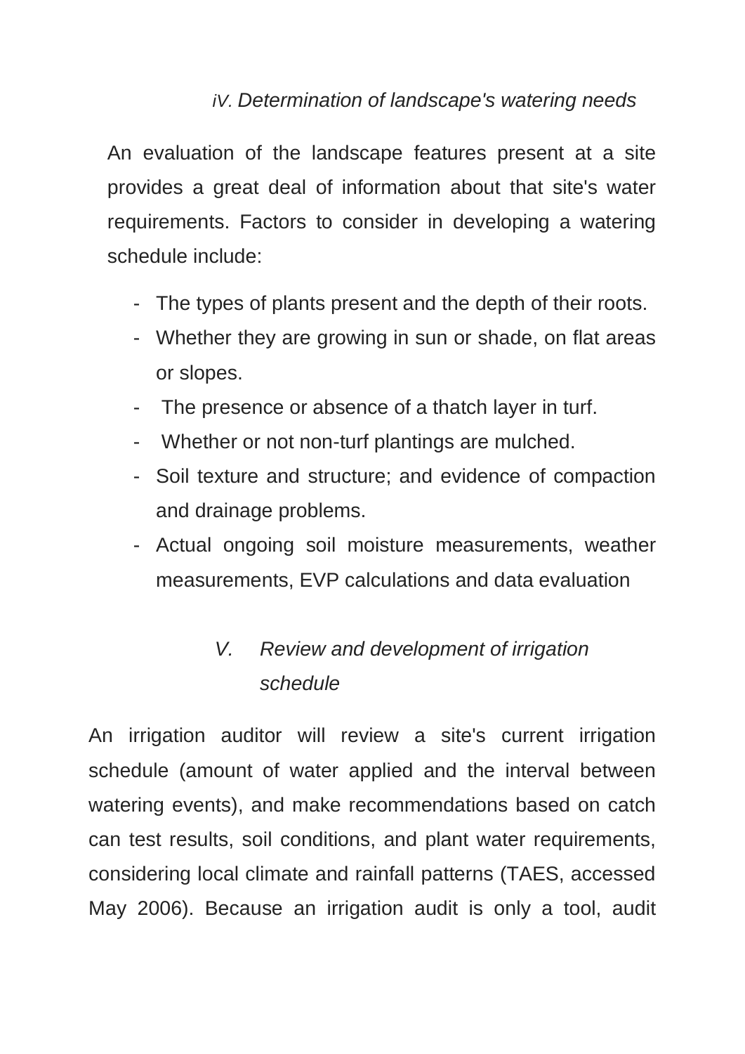### *iV. Determination of landscape's watering needs*

An evaluation of the landscape features present at a site provides a great deal of information about that site's water requirements. Factors to consider in developing a watering schedule include:

- The types of plants present and the depth of their roots.
- Whether they are growing in sun or shade, on flat areas or slopes.
- The presence or absence of a thatch layer in turf.
- Whether or not non-turf plantings are mulched.
- Soil texture and structure; and evidence of compaction and drainage problems.
- Actual ongoing soil moisture measurements, weather measurements, EVP calculations and data evaluation

### *V. Review and development of irrigation schedule*

An irrigation auditor will review a site's current irrigation schedule (amount of water applied and the interval between watering events), and make recommendations based on catch can test results, soil conditions, and plant water requirements, considering local climate and rainfall patterns (TAES, accessed May 2006). Because an irrigation audit is only a tool, audit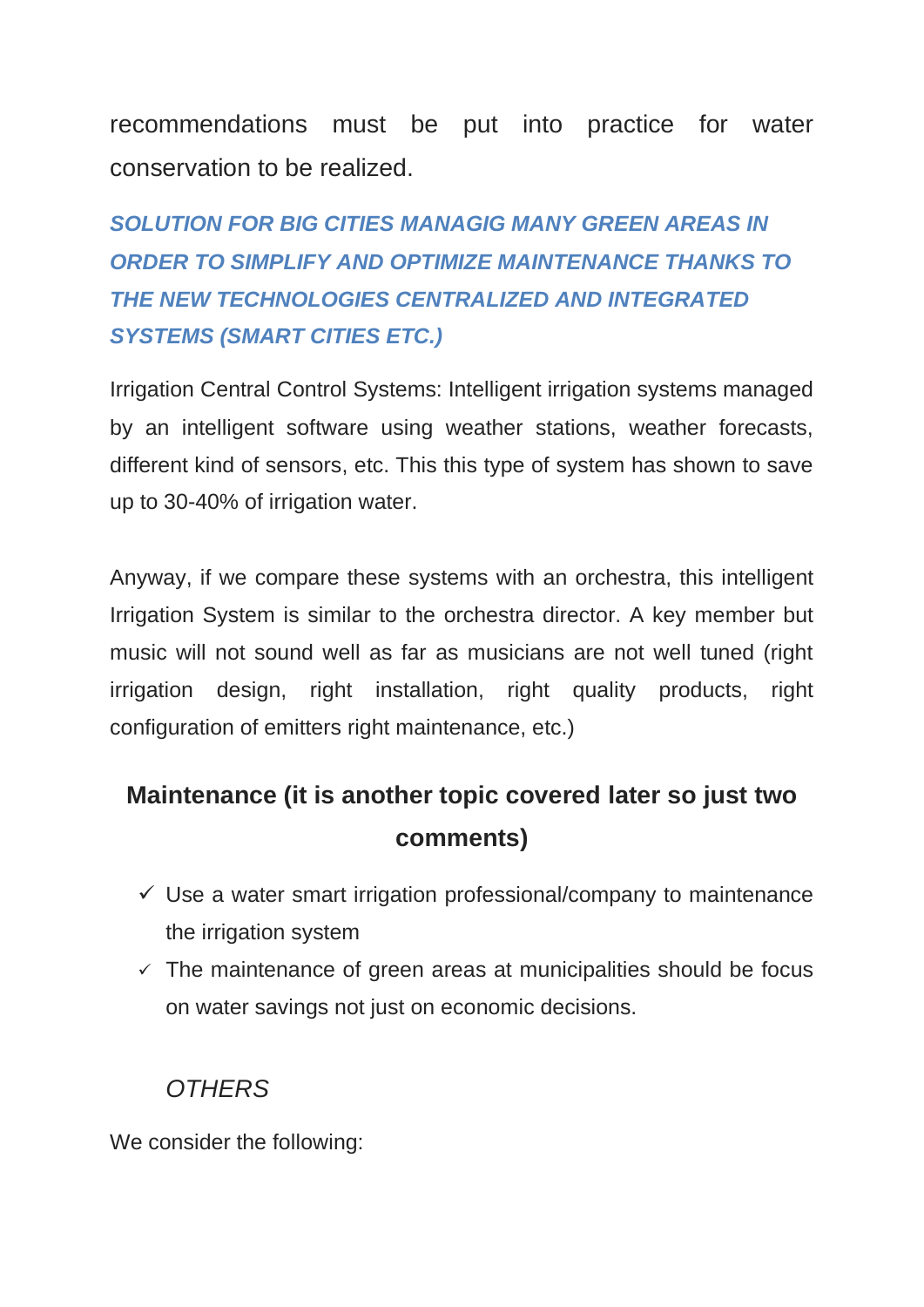recommendations must be put into practice for water conservation to be realized.

### *SOLUTION FOR BIG CITIES MANAGIG MANY GREEN AREAS IN ORDER TO SIMPLIFY AND OPTIMIZE MAINTENANCE THANKS TO THE NEW TECHNOLOGIES CENTRALIZED AND INTEGRATED SYSTEMS (SMART CITIES ETC.)*

Irrigation Central Control Systems: Intelligent irrigation systems managed by an intelligent software using weather stations, weather forecasts, different kind of sensors, etc. This this type of system has shown to save up to 30-40% of irrigation water.

Anyway, if we compare these systems with an orchestra, this intelligent Irrigation System is similar to the orchestra director. A key member but music will not sound well as far as musicians are not well tuned (right irrigation design, right installation, right quality products, right configuration of emitters right maintenance, etc.)

## Maintenance (it is another topic covered later so just two comments)

- ✓ Use a water smart irrigation professional/company to maintenance the irrigation system
- ✓ The maintenance of green areas at municipalities should be focus on water savings not just on economic decisions.

### *OTHERS*

We consider the following: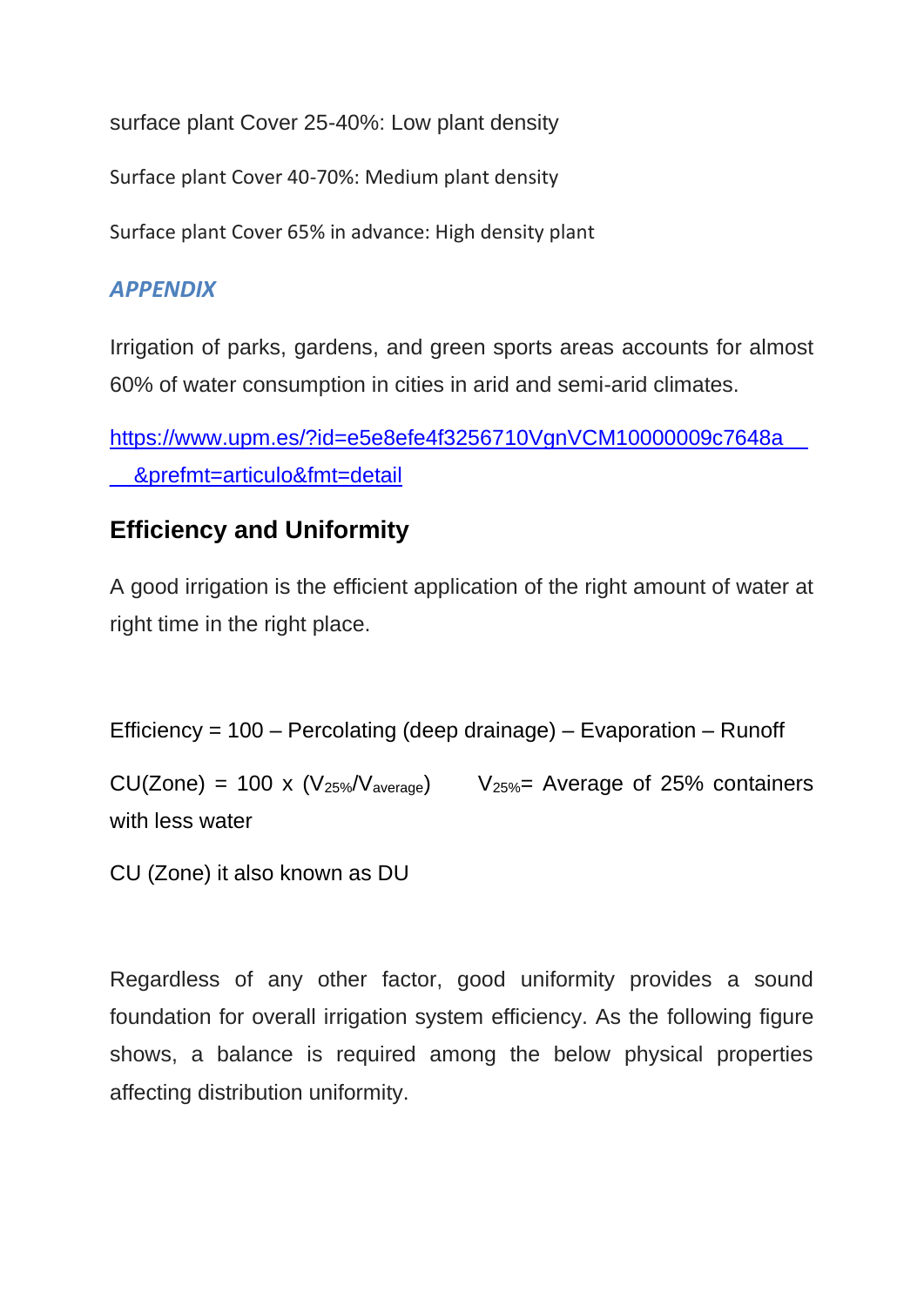surface plant Cover 25-40%: Low plant density

Surface plant Cover 40-70%: Medium plant density

Surface plant Cover 65% in advance: High density plant

### *APPENDIX*

Irrigation of parks, gardens, and green sports areas accounts for almost 60% of water consumption in cities in arid and semi-arid climates.

[https://www.upm.es/?id=e5e8efe4f3256710VgnVCM10000009c7648a\_\_\_\_&prefmt=articulo&fmt=detail](https://www.upm.es/?id=e5e8efe4f3256710VgnVCM10000009c7648a____&prefmt=articulo&fmt=detail)

## Efficiency and Uniformity

A good irrigation is the efficient application of the right amount of water at right time in the right place.

Efficiency = 100 – Percolating (deep drainage) – Evaporation – Runoff

CU(Zone) = 100 x ($V_{25\%}/V_{average}$)   $V_{25\%}$= Average of 25% containers with less water

CU (Zone) it also known as DU

Regardless of any other factor, good uniformity provides a sound foundation for overall irrigation system efficiency. As the following figure shows, a balance is required among the below physical properties affecting distribution uniformity.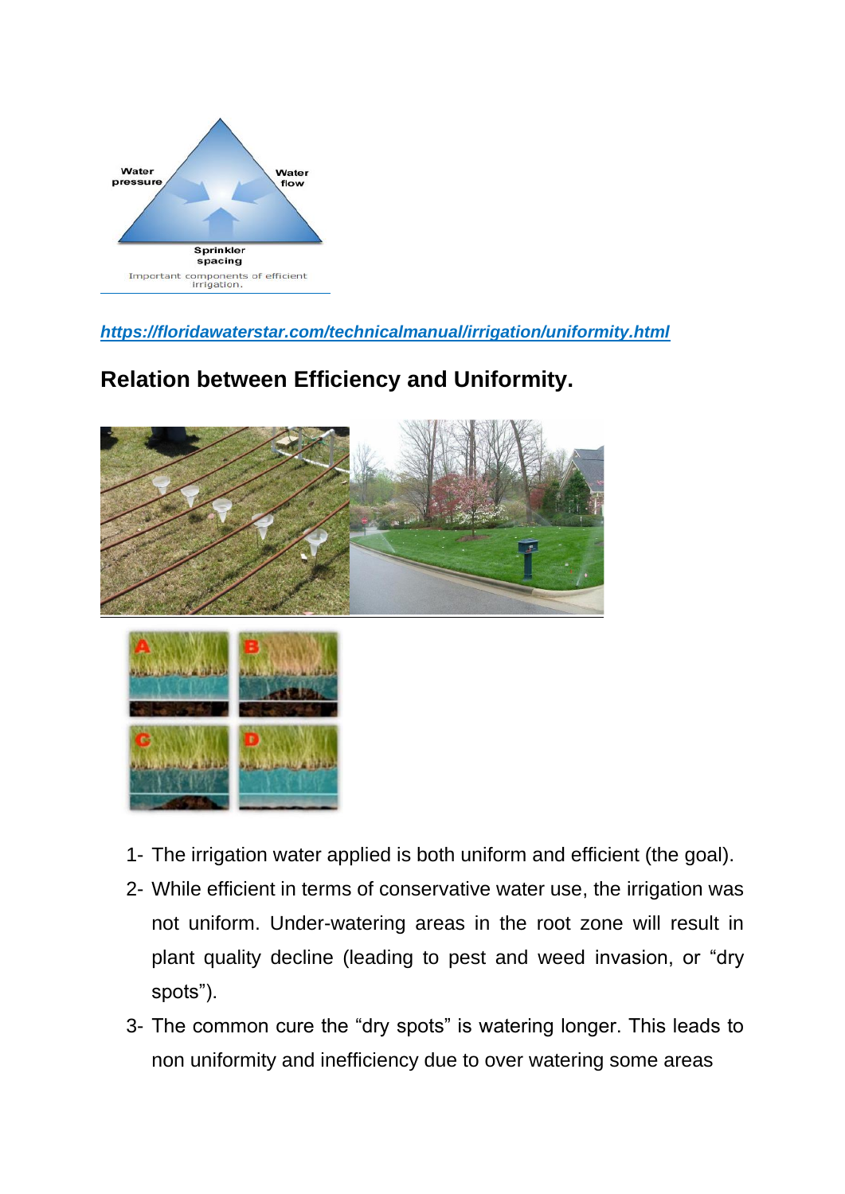Water pressure

Water flow

Sprinkler spacing

Important components of efficient irrigation.

***https://floridawaterstar.com/technicalmanual/irrigation/uniformity.html***

## Relation between Efficiency and Uniformity.

A

B

C

D

1- The irrigation water applied is both uniform and efficient (the goal).
2- While efficient in terms of conservative water use, the irrigation was not uniform. Under-watering areas in the root zone will result in plant quality decline (leading to pest and weed invasion, or "dry spots").
3- The common cure the "dry spots" is watering longer. This leads to non uniformity and inefficiency due to over watering some areas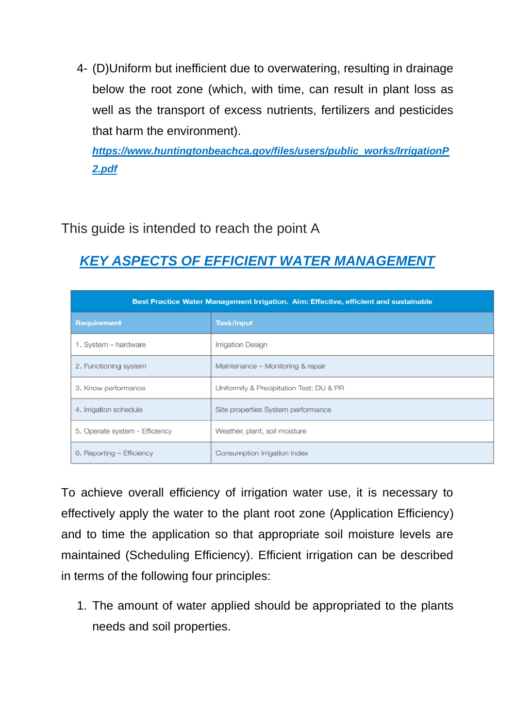4- (D)Uniform but inefficient due to overwatering, resulting in drainage below the root zone (which, with time, can result in plant loss as well as the transport of excess nutrients, fertilizers and pesticides that harm the environment).
***https://www.huntingtonbeachca.gov/files/users/public_works/IrrigationP2.pdf***

This guide is intended to reach the point A

## ***KEY ASPECTS OF EFFICIENT WATER MANAGEMENT***

| Best Practice Water Management Irrigation. Aim: Effective, efficient and sustainable | |
|---|---|
| **Requirement** | **Task/input** |
| 1. System – hardware | Irrigation Design |
| 2. Functioning system | Maintenance – Monitoring & repair |
| 3. Know performance | Uniformity & Precipitation Test: DU & PR |
| 4. Irrigation schedule | Site properties System performance |
| 5. Operate system - Efficiency | Weather, plant, soil moisture |
| 6. Reporting – Efficiency | Consumption Irrigation Index |

To achieve overall efficiency of irrigation water use, it is necessary to effectively apply the water to the plant root zone (Application Efficiency) and to time the application so that appropriate soil moisture levels are maintained (Scheduling Efficiency). Efficient irrigation can be described in terms of the following four principles:

1. The amount of water applied should be appropriated to the plants needs and soil properties.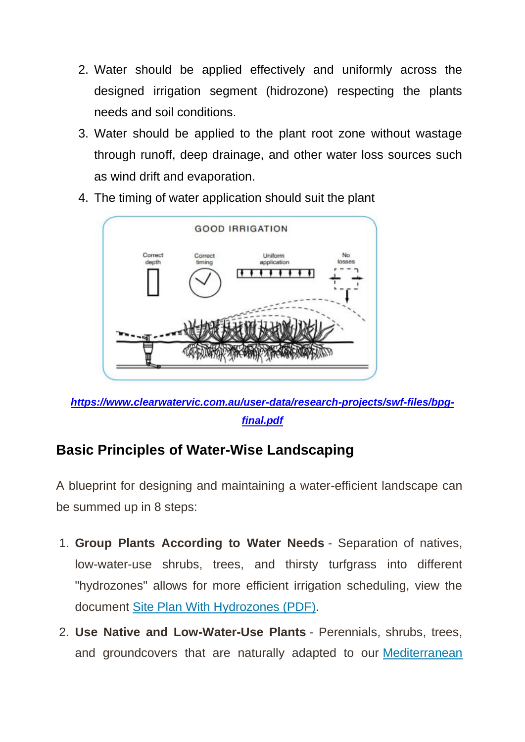2. Water should be applied effectively and uniformly across the designed irrigation segment (hidrozone) respecting the plants needs and soil conditions.
3. Water should be applied to the plant root zone without wastage through runoff, deep drainage, and other water loss sources such as wind drift and evaporation.
4. The timing of water application should suit the plant

GOOD IRRIGATION

Correct depth

Correct timing

Uniform application

No losses

***https://www.clearwatervic.com.au/user-data/research-projects/swf-files/bpg-final.pdf***

## Basic Principles of Water-Wise Landscaping

A blueprint for designing and maintaining a water-efficient landscape can be summed up in 8 steps:

1. **Group Plants According to Water Needs** - Separation of natives, low-water-use shrubs, trees, and thirsty turfgrass into different "hydrozones" allows for more efficient irrigation scheduling, view the document Site Plan With Hydrozones (PDF).
2. **Use Native and Low-Water-Use Plants** - Perennials, shrubs, trees, and groundcovers that are naturally adapted to our Mediterranean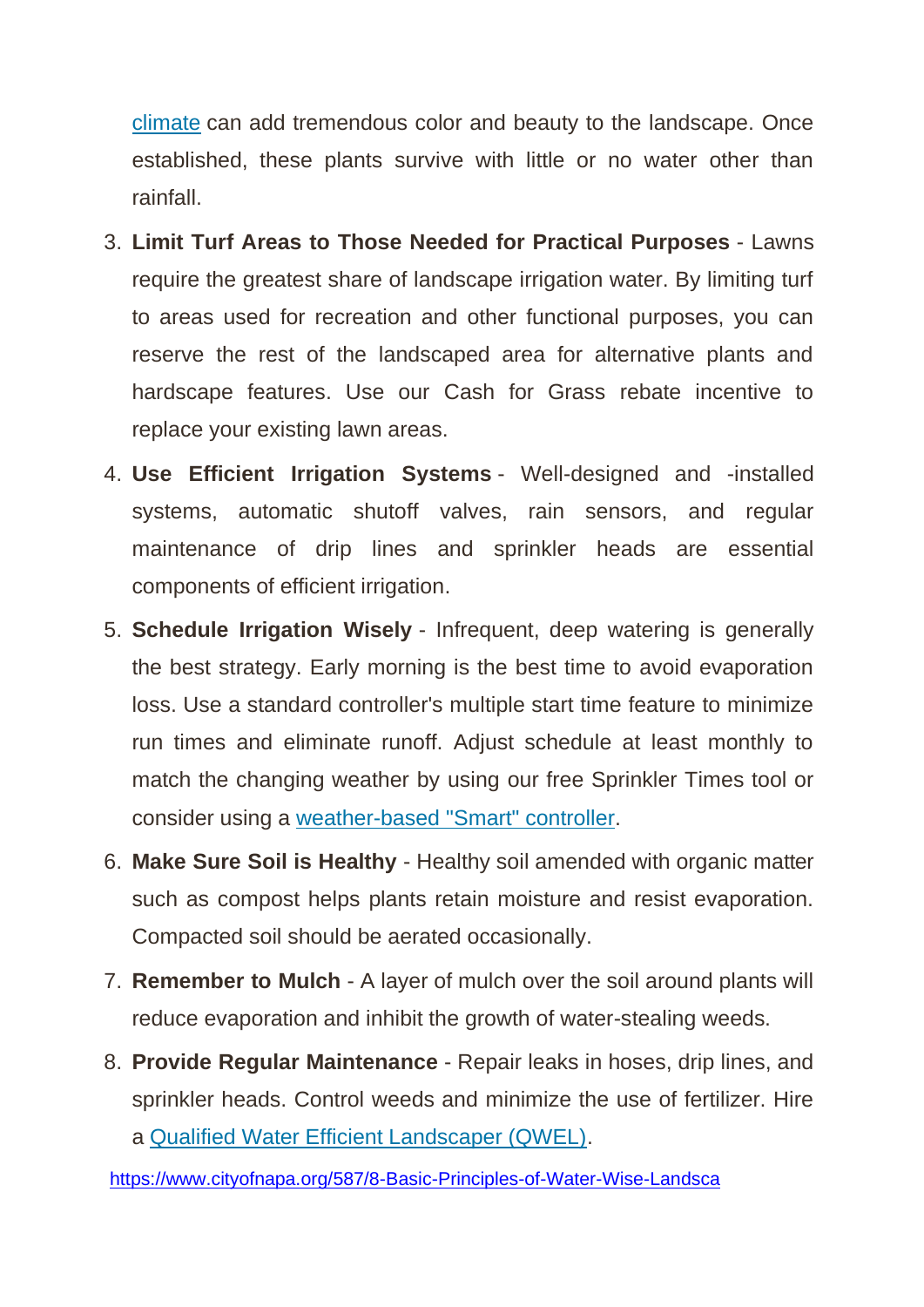climate can add tremendous color and beauty to the landscape. Once established, these plants survive with little or no water other than rainfall.

3. **Limit Turf Areas to Those Needed for Practical Purposes** - Lawns require the greatest share of landscape irrigation water. By limiting turf to areas used for recreation and other functional purposes, you can reserve the rest of the landscaped area for alternative plants and hardscape features. Use our Cash for Grass rebate incentive to replace your existing lawn areas.
4. **Use Efficient Irrigation Systems** - Well-designed and -installed systems, automatic shutoff valves, rain sensors, and regular maintenance of drip lines and sprinkler heads are essential components of efficient irrigation.
5. **Schedule Irrigation Wisely** - Infrequent, deep watering is generally the best strategy. Early morning is the best time to avoid evaporation loss. Use a standard controller's multiple start time feature to minimize run times and eliminate runoff. Adjust schedule at least monthly to match the changing weather by using our free Sprinkler Times tool or consider using a weather-based "Smart" controller.
6. **Make Sure Soil is Healthy** - Healthy soil amended with organic matter such as compost helps plants retain moisture and resist evaporation. Compacted soil should be aerated occasionally.
7. **Remember to Mulch** - A layer of mulch over the soil around plants will reduce evaporation and inhibit the growth of water-stealing weeds.
8. **Provide Regular Maintenance** - Repair leaks in hoses, drip lines, and sprinkler heads. Control weeds and minimize the use of fertilizer. Hire a Qualified Water Efficient Landscaper (QWEL).

https://www.cityofnapa.org/587/8-Basic-Principles-of-Water-Wise-Landsca